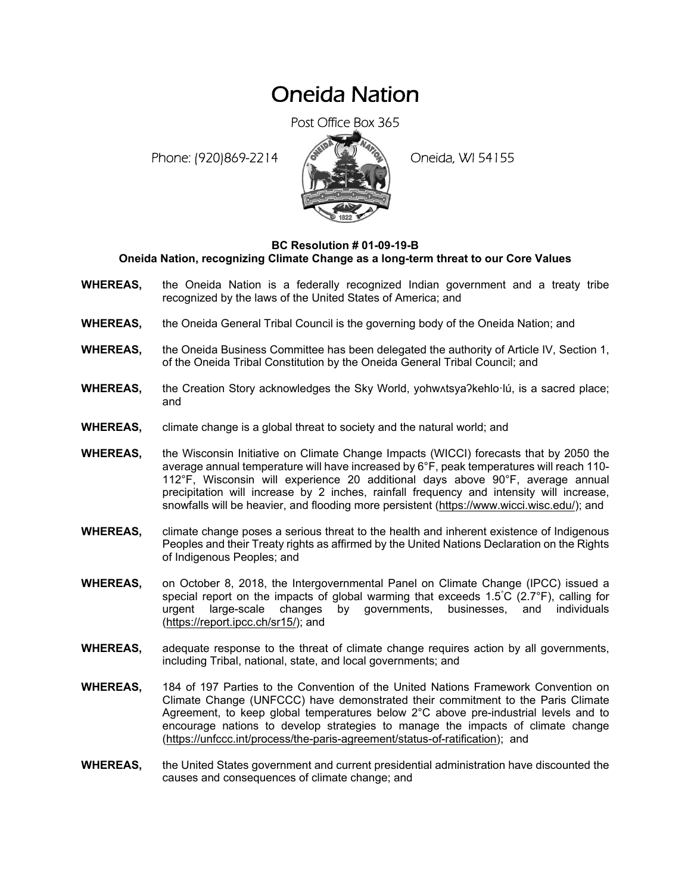# Oneida Nation

Post Office Box 365

Phone: (920)869-2214 Oneida, WI 54155

**BC Resolution # 01-09-19-B**
**Oneida Nation, recognizing Climate Change as a long-term threat to our Core Values**

**WHEREAS,** the Oneida Nation is a federally recognized Indian government and a treaty tribe recognized by the laws of the United States of America; and

**WHEREAS,** the Oneida General Tribal Council is the governing body of the Oneida Nation; and

**WHEREAS,** the Oneida Business Committee has been delegated the authority of Article IV, Section 1, of the Oneida Tribal Constitution by the Oneida General Tribal Council; and

**WHEREAS,** the Creation Story acknowledges the Sky World, yohwʌtsyaʔkehlo·lú, is a sacred place; and

**WHEREAS,** climate change is a global threat to society and the natural world; and

**WHEREAS,** the Wisconsin Initiative on Climate Change Impacts (WICCI) forecasts that by 2050 the average annual temperature will have increased by 6°F, peak temperatures will reach 110-112°F, Wisconsin will experience 20 additional days above 90°F, average annual precipitation will increase by 2 inches, rainfall frequency and intensity will increase, snowfalls will be heavier, and flooding more persistent (https://www.wicci.wisc.edu/); and

**WHEREAS,** climate change poses a serious threat to the health and inherent existence of Indigenous Peoples and their Treaty rights as affirmed by the United Nations Declaration on the Rights of Indigenous Peoples; and

**WHEREAS,** on October 8, 2018, the Intergovernmental Panel on Climate Change (IPCC) issued a special report on the impacts of global warming that exceeds 1.5˚C (2.7°F), calling for urgent large-scale changes by governments, businesses, and individuals (https://report.ipcc.ch/sr15/); and

**WHEREAS,** adequate response to the threat of climate change requires action by all governments, including Tribal, national, state, and local governments; and

**WHEREAS,** 184 of 197 Parties to the Convention of the United Nations Framework Convention on Climate Change (UNFCCC) have demonstrated their commitment to the Paris Climate Agreement, to keep global temperatures below 2°C above pre-industrial levels and to encourage nations to develop strategies to manage the impacts of climate change (https://unfccc.int/process/the-paris-agreement/status-of-ratification); and

**WHEREAS,** the United States government and current presidential administration have discounted the causes and consequences of climate change; and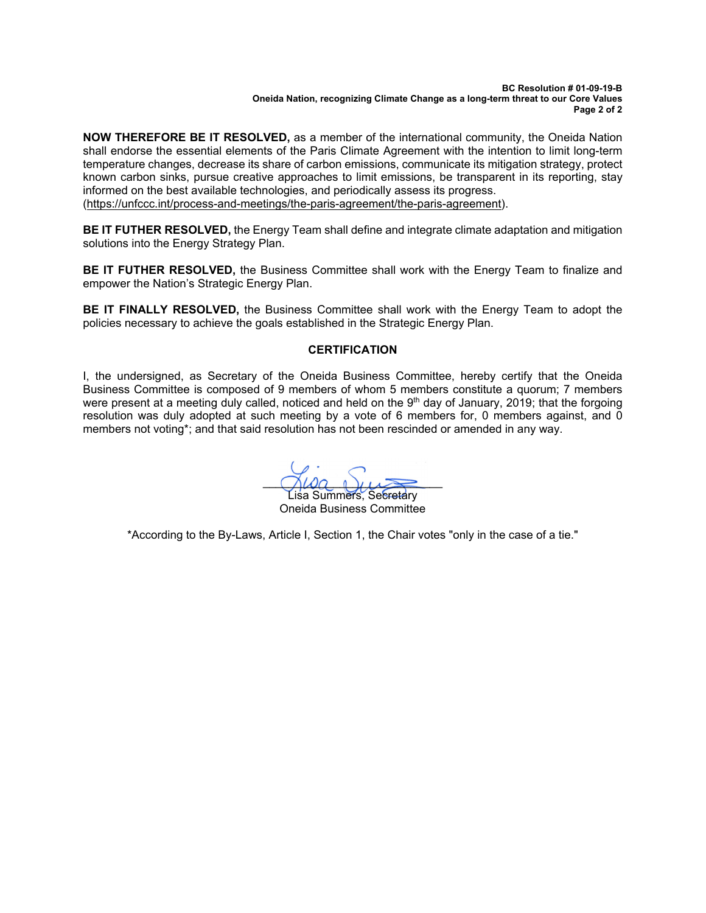**NOW THEREFORE BE IT RESOLVED,** as a member of the international community, the Oneida Nation shall endorse the essential elements of the Paris Climate Agreement with the intention to limit long-term temperature changes, decrease its share of carbon emissions, communicate its mitigation strategy, protect known carbon sinks, pursue creative approaches to limit emissions, be transparent in its reporting, stay informed on the best available technologies, and periodically assess its progress. (https://unfccc.int/process-and-meetings/the-paris-agreement/the-paris-agreement).

**BE IT FUTHER RESOLVED,** the Energy Team shall define and integrate climate adaptation and mitigation solutions into the Energy Strategy Plan.

**BE IT FUTHER RESOLVED,** the Business Committee shall work with the Energy Team to finalize and empower the Nation's Strategic Energy Plan.

**BE IT FINALLY RESOLVED,** the Business Committee shall work with the Energy Team to adopt the policies necessary to achieve the goals established in the Strategic Energy Plan.

## CERTIFICATION

I, the undersigned, as Secretary of the Oneida Business Committee, hereby certify that the Oneida Business Committee is composed of 9 members of whom 5 members constitute a quorum; 7 members were present at a meeting duly called, noticed and held on the 9th day of January, 2019; that the forgoing resolution was duly adopted at such meeting by a vote of 6 members for, 0 members against, and 0 members not voting*; and that said resolution has not been rescinded or amended in any way.

Lisa Summers, Secretary
Oneida Business Committee

*According to the By-Laws, Article I, Section 1, the Chair votes "only in the case of a tie."